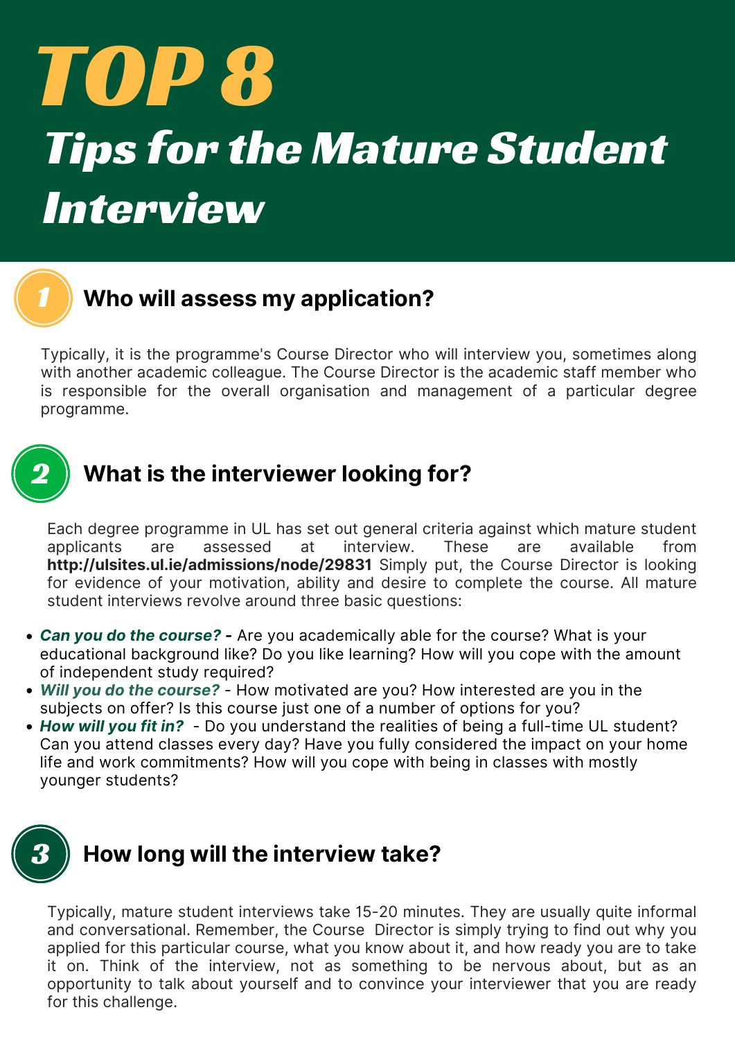# TOP 8

## *Tips for the Mature Student Interview*

### 1 Who will assess my application?

Typically, it is the programme's Course Director who will interview you, sometimes along with another academic colleague. The Course Director is the academic staff member who is responsible for the overall organisation and management of a particular degree programme.

### 2 What is the interviewer looking for?

Each degree programme in UL has set out general criteria against which mature student applicants are assessed at interview. These are available from **http://ulsites.ul.ie/admissions/node/29831** Simply put, the Course Director is looking for evidence of your motivation, ability and desire to complete the course. All mature student interviews revolve around three basic questions:

- ***Can you do the course? -*** Are you academically able for the course? What is your educational background like? Do you like learning? How will you cope with the amount of independent study required?
- ***Will you do the course?*** - How motivated are you? How interested are you in the subjects on offer? Is this course just one of a number of options for you?
- ***How will you fit in?*** - Do you understand the realities of being a full-time UL student? Can you attend classes every day? Have you fully considered the impact on your home life and work commitments? How will you cope with being in classes with mostly younger students?

### 3 How long will the interview take?

Typically, mature student interviews take 15-20 minutes. They are usually quite informal and conversational. Remember, the Course Director is simply trying to find out why you applied for this particular course, what you know about it, and how ready you are to take it on. Think of the interview, not as something to be nervous about, but as an opportunity to talk about yourself and to convince your interviewer that you are ready for this challenge.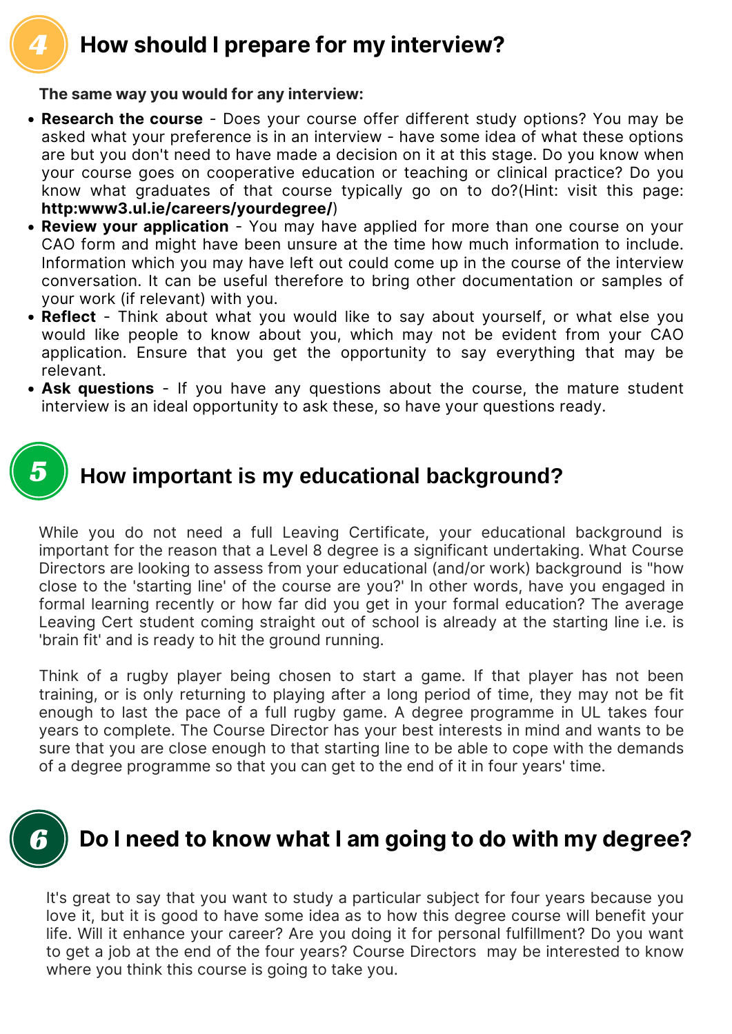## 4 How should I prepare for my interview?

**The same way you would for any interview:**

- **Research the course** - Does your course offer different study options? You may be asked what your preference is in an interview - have some idea of what these options are but you don't need to have made a decision on it at this stage. Do you know when your course goes on cooperative education or teaching or clinical practice? Do you know what graduates of that course typically go on to do?(Hint: visit this page: **http:www3.ul.ie/careers/yourdegree/**)
- **Review your application** - You may have applied for more than one course on your CAO form and might have been unsure at the time how much information to include. Information which you may have left out could come up in the course of the interview conversation. It can be useful therefore to bring other documentation or samples of your work (if relevant) with you.
- **Reflect** - Think about what you would like to say about yourself, or what else you would like people to know about you, which may not be evident from your CAO application. Ensure that you get the opportunity to say everything that may be relevant.
- **Ask questions** - If you have any questions about the course, the mature student interview is an ideal opportunity to ask these, so have your questions ready.

## 5 How important is my educational background?

While you do not need a full Leaving Certificate, your educational background is important for the reason that a Level 8 degree is a significant undertaking. What Course Directors are looking to assess from your educational (and/or work) background is "how close to the 'starting line' of the course are you?' In other words, have you engaged in formal learning recently or how far did you get in your formal education? The average Leaving Cert student coming straight out of school is already at the starting line i.e. is 'brain fit' and is ready to hit the ground running.

Think of a rugby player being chosen to start a game. If that player has not been training, or is only returning to playing after a long period of time, they may not be fit enough to last the pace of a full rugby game. A degree programme in UL takes four years to complete. The Course Director has your best interests in mind and wants to be sure that you are close enough to that starting line to be able to cope with the demands of a degree programme so that you can get to the end of it in four years' time.

## 6 Do I need to know what I am going to do with my degree?

It's great to say that you want to study a particular subject for four years because you love it, but it is good to have some idea as to how this degree course will benefit your life. Will it enhance your career? Are you doing it for personal fulfillment? Do you want to get a job at the end of the four years? Course Directors may be interested to know where you think this course is going to take you.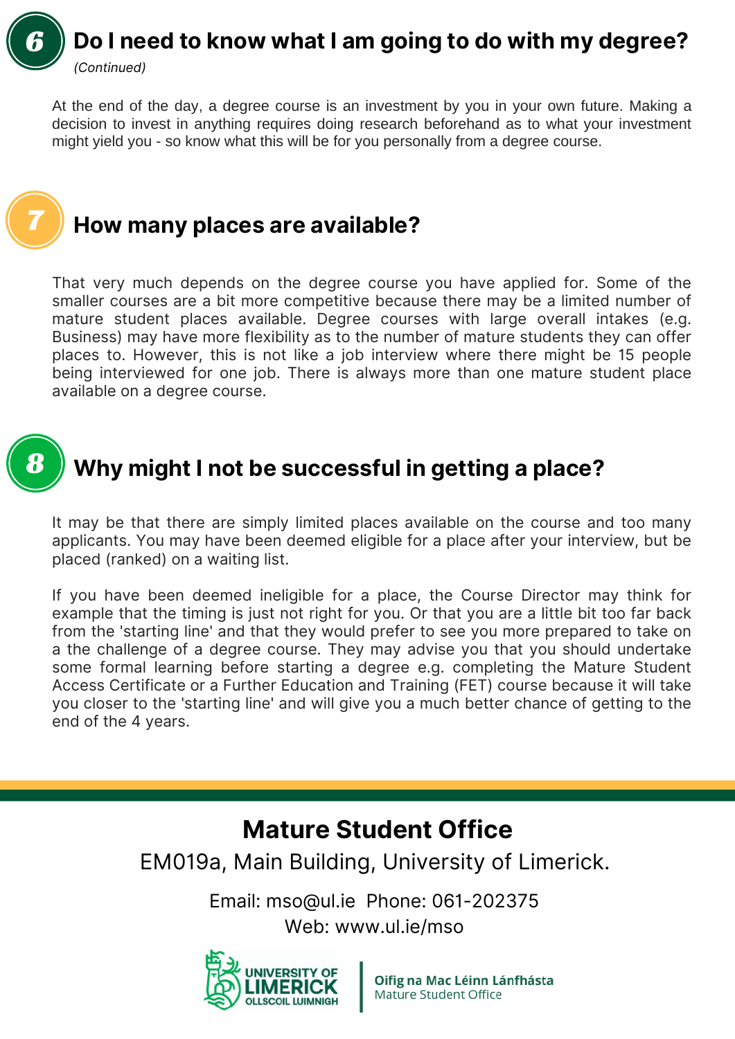## 6 Do I need to know what I am going to do with my degree?

*(Continued)*

At the end of the day, a degree course is an investment by you in your own future. Making a decision to invest in anything requires doing research beforehand as to what your investment might yield you - so know what this will be for you personally from a degree course.

## 7 How many places are available?

That very much depends on the degree course you have applied for. Some of the smaller courses are a bit more competitive because there may be a limited number of mature student places available. Degree courses with large overall intakes (e.g. Business) may have more flexibility as to the number of mature students they can offer places to. However, this is not like a job interview where there might be 15 people being interviewed for one job. There is always more than one mature student place available on a degree course.

## 8 Why might I not be successful in getting a place?

It may be that there are simply limited places available on the course and too many applicants. You may have been deemed eligible for a place after your interview, but be placed (ranked) on a waiting list.

If you have been deemed ineligible for a place, the Course Director may think for example that the timing is just not right for you. Or that you are a little bit too far back from the 'starting line' and that they would prefer to see you more prepared to take on a the challenge of a degree course. They may advise you that you should undertake some formal learning before starting a degree e.g. completing the Mature Student Access Certificate or a Further Education and Training (FET) course because it will take you closer to the 'starting line' and will give you a much better chance of getting to the end of the 4 years.

---

**Mature Student Office**

EM019a, Main Building, University of Limerick.

Email: mso@ul.ie Phone: 061-202375

Web: www.ul.ie/mso

UNIVERSITY OF LIMERICK
OLLSCOIL LUIMNIGH

**Oifig na Mac Léinn Lánfhásta**
Mature Student Office